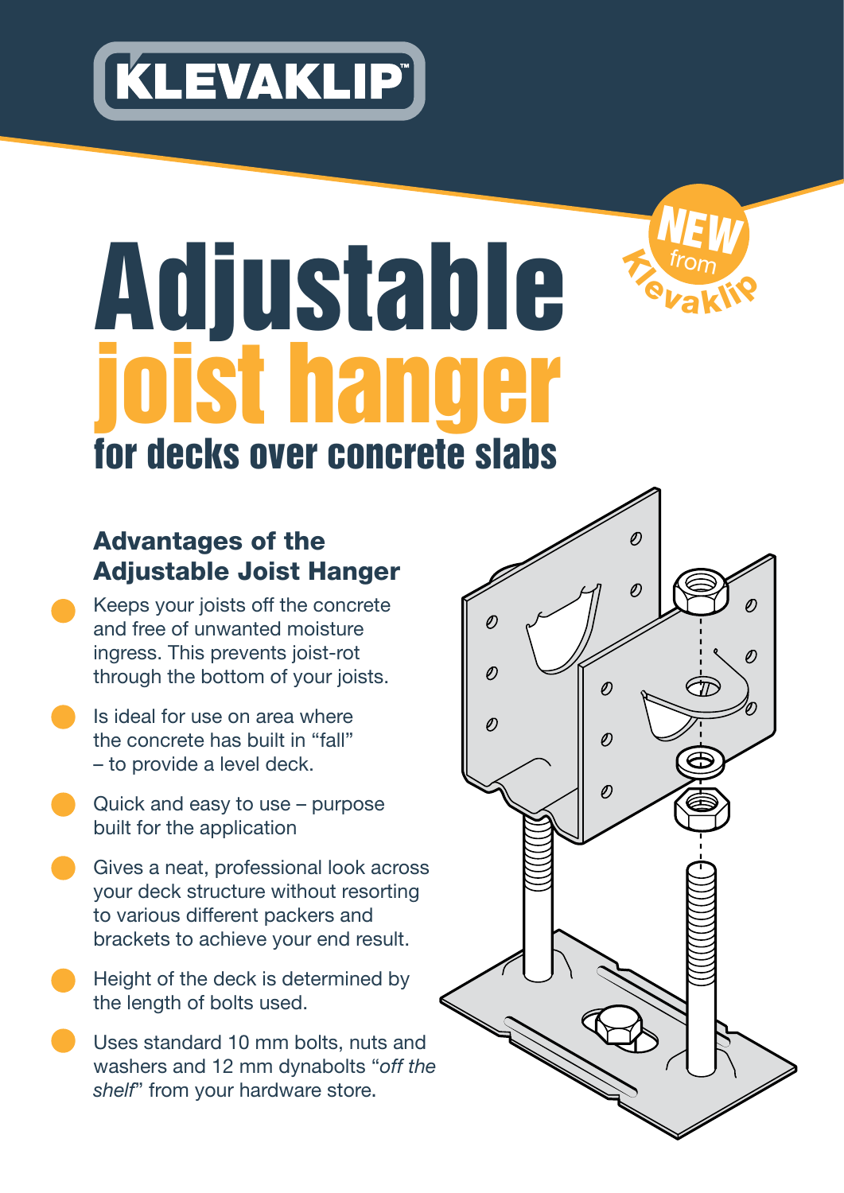KLEVAKLIP™

NEW from Klevaklip

# Adjustable joist hanger

## for decks over concrete slabs

### Advantages of the Adjustable Joist Hanger

- Keeps your joists off the concrete and free of unwanted moisture ingress. This prevents joist-rot through the bottom of your joists.
- Is ideal for use on area where the concrete has built in "fall" – to provide a level deck.
- Quick and easy to use – purpose built for the application
- Gives a neat, professional look across your deck structure without resorting to various different packers and brackets to achieve your end result.
- Height of the deck is determined by the length of bolts used.
- Uses standard 10 mm bolts, nuts and washers and 12 mm dynabolts "*off the shelf*" from your hardware store.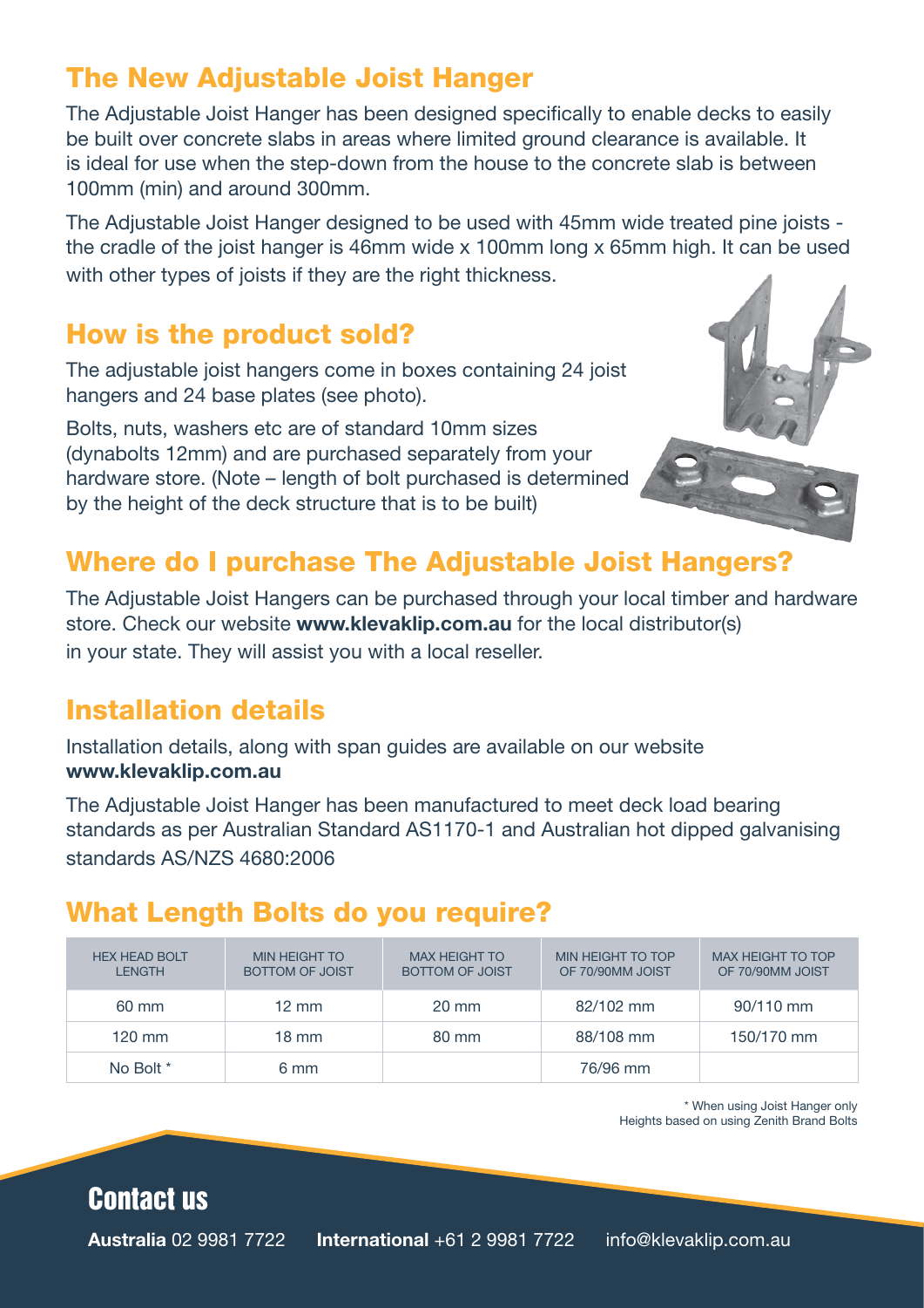## The New Adjustable Joist Hanger

The Adjustable Joist Hanger has been designed specifically to enable decks to easily be built over concrete slabs in areas where limited ground clearance is available. It is ideal for use when the step-down from the house to the concrete slab is between 100mm (min) and around 300mm.

The Adjustable Joist Hanger designed to be used with 45mm wide treated pine joists - the cradle of the joist hanger is 46mm wide x 100mm long x 65mm high. It can be used with other types of joists if they are the right thickness.

## How is the product sold?

The adjustable joist hangers come in boxes containing 24 joist hangers and 24 base plates (see photo).

Bolts, nuts, washers etc are of standard 10mm sizes (dynabolts 12mm) and are purchased separately from your hardware store. (Note – length of bolt purchased is determined by the height of the deck structure that is to be built)

## Where do I purchase The Adjustable Joist Hangers?

The Adjustable Joist Hangers can be purchased through your local timber and hardware store. Check our website **www.klevaklip.com.au** for the local distributor(s) in your state. They will assist you with a local reseller.

## Installation details

Installation details, along with span guides are available on our website **www.klevaklip.com.au**

The Adjustable Joist Hanger has been manufactured to meet deck load bearing standards as per Australian Standard AS1170-1 and Australian hot dipped galvanising standards AS/NZS 4680:2006

## What Length Bolts do you require?

| HEX HEAD BOLT LENGTH | MIN HEIGHT TO BOTTOM OF JOIST | MAX HEIGHT TO BOTTOM OF JOIST | MIN HEIGHT TO TOP OF 70/90MM JOIST | MAX HEIGHT TO TOP OF 70/90MM JOIST |
|---|---|---|---|---|
| 60 mm | 12 mm | 20 mm | 82/102 mm | 90/110 mm |
| 120 mm | 18 mm | 80 mm | 88/108 mm | 150/170 mm |
| No Bolt * | 6 mm | | 76/96 mm | |

\* When using Joist Hanger only
Heights based on using Zenith Brand Bolts

## Contact us

**Australia** 02 9981 7722 **International** +61 2 9981 7722 info@klevaklip.com.au